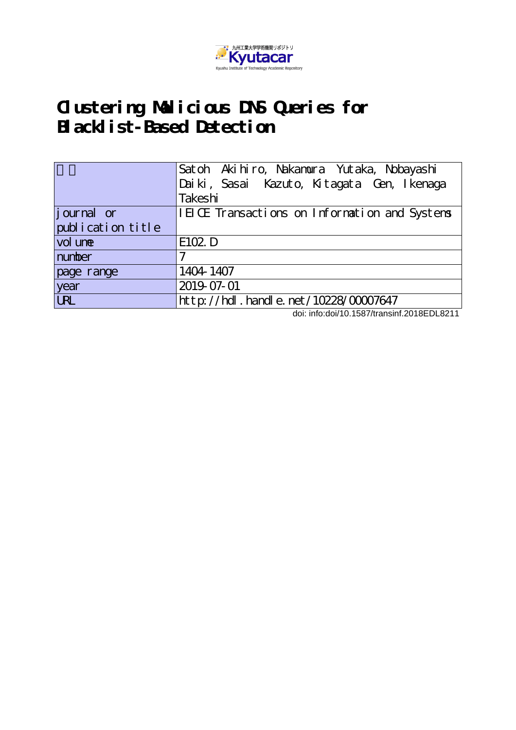九州工業大学学術機関リポジトリ
Kyutacar
Kyushu Institute of Technology Academic Repository

# Clustering Malicious DNS Queries for Blacklist-Based Detection

| | |
|---|---|
| 著者 | Satoh Akihiro, Nakamura Yutaka, Nobayashi Daiki, Sasai Kazuto, Kitagata Gen, Ikenaga Takeshi |
| journal or publication title | IEICE Transactions on Information and Systems |
| volume | E102.D |
| number | 7 |
| page range | 1404-1407 |
| year | 2019-07-01 |
| URL | http://hdl.handle.net/10228/00007647 |

doi: info:doi/10.1587/transinf.2018EDL8211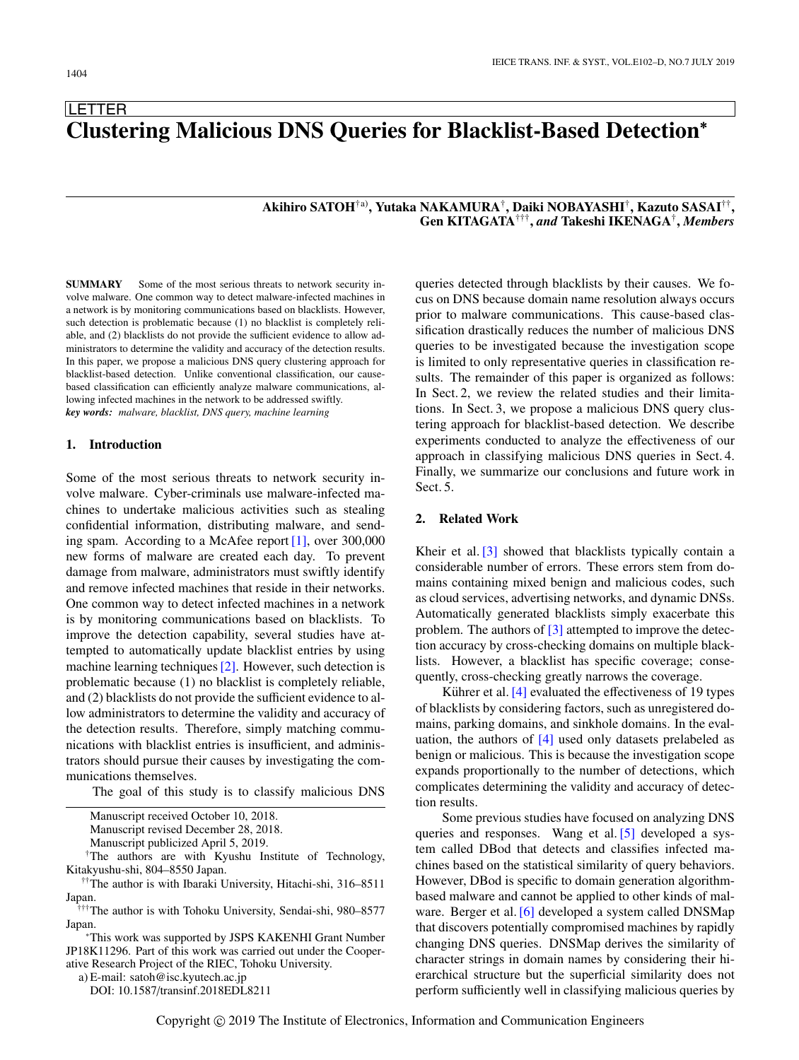LETTER

# Clustering Malicious DNS Queries for Blacklist-Based Detection*

**Akihiro SATOH**[†a)], **Yutaka NAKAMURA**[†], **Daiki NOBAYASHI**[†], **Kazuto SASAI**[††], **Gen KITAGATA**[†††], *and* **Takeshi IKENAGA**[†], *Members*

**SUMMARY** Some of the most serious threats to network security involve malware. One common way to detect malware-infected machines in a network is by monitoring communications based on blacklists. However, such detection is problematic because (1) no blacklist is completely reliable, and (2) blacklists do not provide the sufficient evidence to allow administrators to determine the validity and accuracy of the detection results. In this paper, we propose a malicious DNS query clustering approach for blacklist-based detection. Unlike conventional classification, our cause-based classification can efficiently analyze malware communications, allowing infected machines in the network to be addressed swiftly.

***key words:*** *malware, blacklist, DNS query, machine learning*

## 1. Introduction

Some of the most serious threats to network security involve malware. Cyber-criminals use malware-infected machines to undertake malicious activities such as stealing confidential information, distributing malware, and sending spam. According to a McAfee report [1], over 300,000 new forms of malware are created each day. To prevent damage from malware, administrators must swiftly identify and remove infected machines that reside in their networks. One common way to detect infected machines in a network is by monitoring communications based on blacklists. To improve the detection capability, several studies have attempted to automatically update blacklist entries by using machine learning techniques [2]. However, such detection is problematic because (1) no blacklist is completely reliable, and (2) blacklists do not provide the sufficient evidence to allow administrators to determine the validity and accuracy of the detection results. Therefore, simply matching communications with blacklist entries is insufficient, and administrators should pursue their causes by investigating the communications themselves.

The goal of this study is to classify malicious DNS queries detected through blacklists by their causes. We focus on DNS because domain name resolution always occurs prior to malware communications. This cause-based classification drastically reduces the number of malicious DNS queries to be investigated because the investigation scope is limited to only representative queries in classification results. The remainder of this paper is organized as follows: In Sect. 2, we review the related studies and their limitations. In Sect. 3, we propose a malicious DNS query clustering approach for blacklist-based detection. We describe experiments conducted to analyze the effectiveness of our approach in classifying malicious DNS queries in Sect. 4. Finally, we summarize our conclusions and future work in Sect. 5.

## 2. Related Work

Kheir et al. [3] showed that blacklists typically contain a considerable number of errors. These errors stem from domains containing mixed benign and malicious codes, such as cloud services, advertising networks, and dynamic DNSs. Automatically generated blacklists simply exacerbate this problem. The authors of [3] attempted to improve the detection accuracy by cross-checking domains on multiple blacklists. However, a blacklist has specific coverage; consequently, cross-checking greatly narrows the coverage.

Kührer et al. [4] evaluated the effectiveness of 19 types of blacklists by considering factors, such as unregistered domains, parking domains, and sinkhole domains. In the evaluation, the authors of [4] used only datasets prelabeled as benign or malicious. This is because the investigation scope expands proportionally to the number of detections, which complicates determining the validity and accuracy of detection results.

Some previous studies have focused on analyzing DNS queries and responses. Wang et al. [5] developed a system called DBod that detects and classifies infected machines based on the statistical similarity of query behaviors. However, DBod is specific to domain generation algorithm-based malware and cannot be applied to other kinds of malware. Berger et al. [6] developed a system called DNSMap that discovers potentially compromised machines by rapidly changing DNS queries. DNSMap derives the similarity of character strings in domain names by considering their hierarchical structure but the superficial similarity does not perform sufficiently well in classifying malicious queries by

---

Manuscript received October 10, 2018.
Manuscript revised December 28, 2018.
Manuscript publicized April 5, 2019.

[†]The authors are with Kyushu Institute of Technology, Kitakyushu-shi, 804–8550 Japan.

[††]The author is with Ibaraki University, Hitachi-shi, 316–8511 Japan.

[†††]The author is with Tohoku University, Sendai-shi, 980–8577 Japan.

*This work was supported by JSPS KAKENHI Grant Number JP18K11296. Part of this work was carried out under the Cooperative Research Project of the RIEC, Tohoku University.

a) E-mail: satoh@isc.kyutech.ac.jp

DOI: 10.1587/transinf.2018EDL8211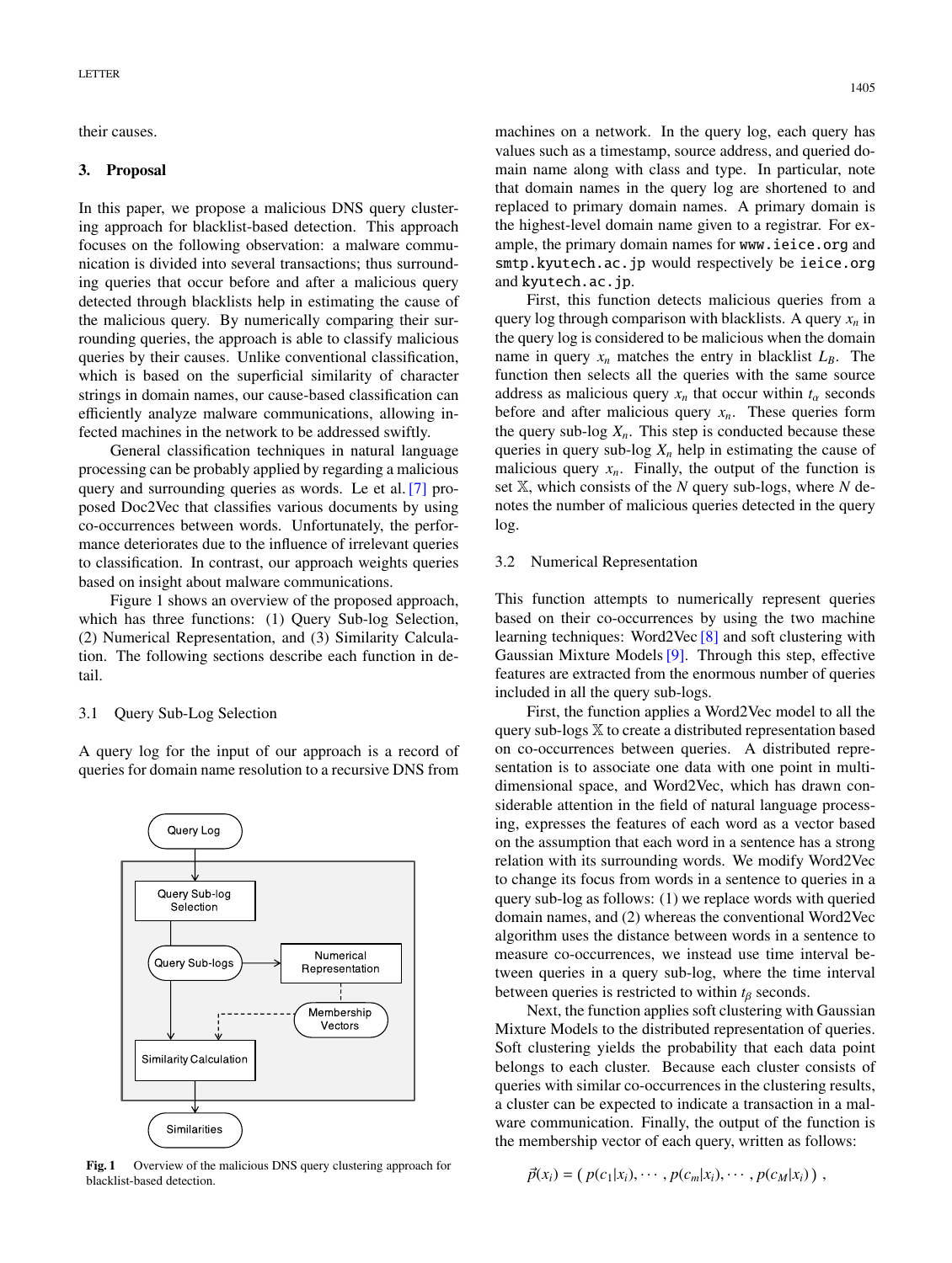their causes.

## 3. Proposal

In this paper, we propose a malicious DNS query clustering approach for blacklist-based detection. This approach focuses on the following observation: a malware communication is divided into several transactions; thus surrounding queries that occur before and after a malicious query detected through blacklists help in estimating the cause of the malicious query. By numerically comparing their surrounding queries, the approach is able to classify malicious queries by their causes. Unlike conventional classification, which is based on the superficial similarity of character strings in domain names, our cause-based classification can efficiently analyze malware communications, allowing infected machines in the network to be addressed swiftly.

General classification techniques in natural language processing can be probably applied by regarding a malicious query and surrounding queries as words. Le et al. [7] proposed Doc2Vec that classifies various documents by using co-occurrences between words. Unfortunately, the performance deteriorates due to the influence of irrelevant queries to classification. In contrast, our approach weights queries based on insight about malware communications.

Figure 1 shows an overview of the proposed approach, which has three functions: (1) Query Sub-log Selection, (2) Numerical Representation, and (3) Similarity Calculation. The following sections describe each function in detail.

### 3.1 Query Sub-Log Selection

A query log for the input of our approach is a record of queries for domain name resolution to a recursive DNS from machines on a network. In the query log, each query has values such as a timestamp, source address, and queried domain name along with class and type. In particular, note that domain names in the query log are shortened to and replaced to primary domain names. A primary domain is the highest-level domain name given to a registrar. For example, the primary domain names for `www.ieice.org` and `smtp.kyutech.ac.jp` would respectively be `ieice.org` and `kyutech.ac.jp`.

First, this function detects malicious queries from a query log through comparison with blacklists. A query $x_n$ in the query log is considered to be malicious when the domain name in query $x_n$ matches the entry in blacklist $L_B$. The function then selects all the queries with the same source address as malicious query $x_n$ that occur within $t_\alpha$ seconds before and after malicious query $x_n$. These queries form the query sub-log $X_n$. This step is conducted because these queries in query sub-log $X_n$ help in estimating the cause of malicious query $x_n$. Finally, the output of the function is set $\mathbb{X}$, which consists of the $N$ query sub-logs, where $N$ denotes the number of malicious queries detected in the query log.

Query Log

Query Sub-log Selection

Query Sub-logs

Numerical Representation

Membership Vectors

Similarity Calculation

Similarities

**Fig. 1** Overview of the malicious DNS query clustering approach for blacklist-based detection.

### 3.2 Numerical Representation

This function attempts to numerically represent queries based on their co-occurrences by using the two machine learning techniques: Word2Vec [8] and soft clustering with Gaussian Mixture Models [9]. Through this step, effective features are extracted from the enormous number of queries included in all the query sub-logs.

First, the function applies a Word2Vec model to all the query sub-logs $\mathbb{X}$ to create a distributed representation based on co-occurrences between queries. A distributed representation is to associate one data with one point in multidimensional space, and Word2Vec, which has drawn considerable attention in the field of natural language processing, expresses the features of each word as a vector based on the assumption that each word in a sentence has a strong relation with its surrounding words. We modify Word2Vec to change its focus from words in a sentence to queries in a query sub-log as follows: (1) we replace words with queried domain names, and (2) whereas the conventional Word2Vec algorithm uses the distance between words in a sentence to measure co-occurrences, we instead use time interval between queries in a query sub-log, where the time interval between queries is restricted to within $t_\beta$ seconds.

Next, the function applies soft clustering with Gaussian Mixture Models to the distributed representation of queries. Soft clustering yields the probability that each data point belongs to each cluster. Because each cluster consists of queries with similar co-occurrences in the clustering results, a cluster can be expected to indicate a transaction in a malware communication. Finally, the output of the function is the membership vector of each query, written as follows:

$$\vec{p}(x_i) = (\, p(c_1|x_i), \cdots, p(c_m|x_i), \cdots, p(c_M|x_i) \,) \; ,$$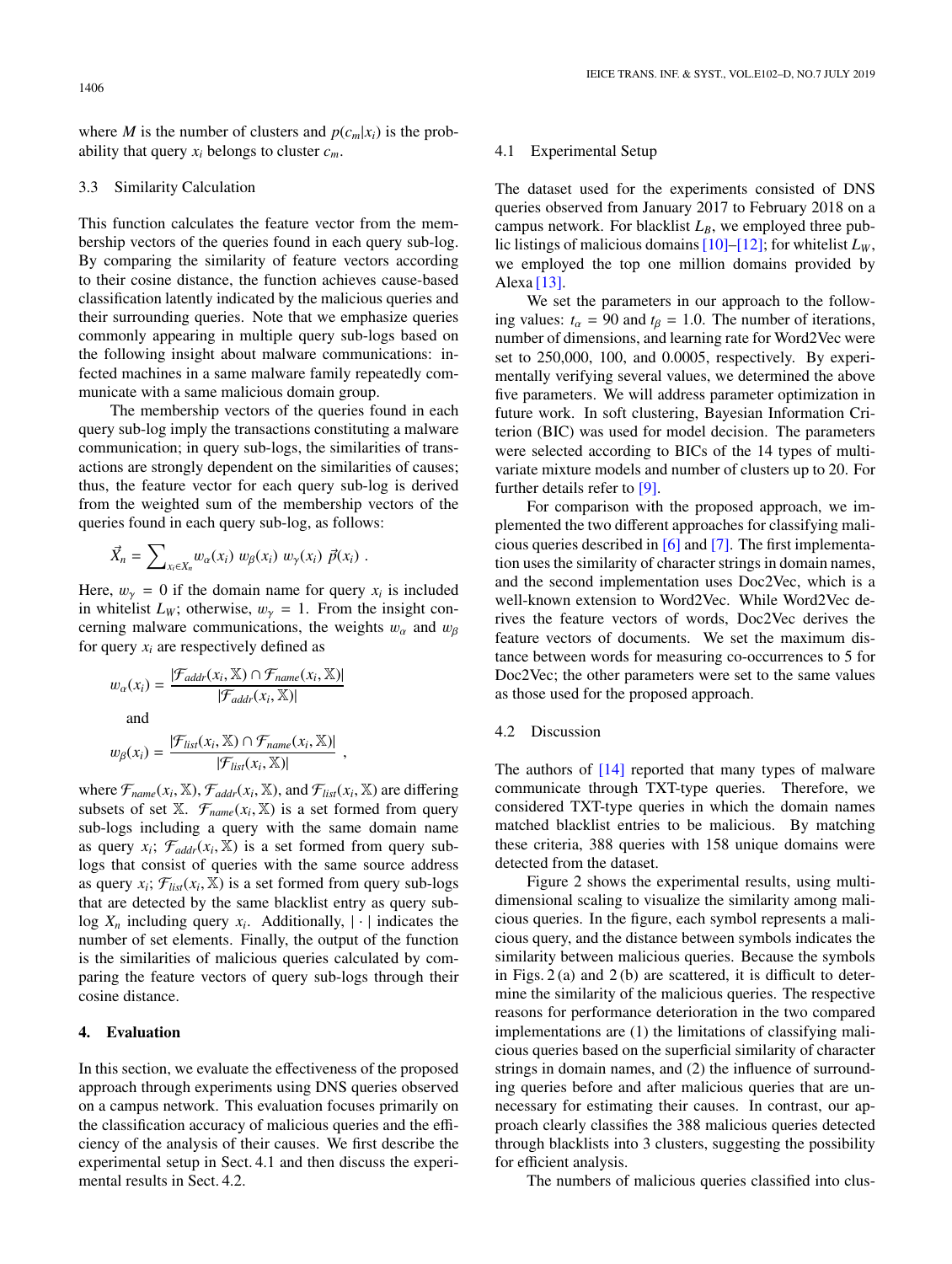where $M$ is the number of clusters and $p(c_m|x_i)$ is the probability that query $x_i$ belongs to cluster $c_m$.

### 3.3 Similarity Calculation

This function calculates the feature vector from the membership vectors of the queries found in each query sub-log. By comparing the similarity of feature vectors according to their cosine distance, the function achieves cause-based classification latently indicated by the malicious queries and their surrounding queries. Note that we emphasize queries commonly appearing in multiple query sub-logs based on the following insight about malware communications: infected machines in a same malware family repeatedly communicate with a same malicious domain group.

The membership vectors of the queries found in each query sub-log imply the transactions constituting a malware communication; in query sub-logs, the similarities of transactions are strongly dependent on the similarities of causes; thus, the feature vector for each query sub-log is derived from the weighted sum of the membership vectors of the queries found in each query sub-log, as follows:

$$\vec{X}_n = \sum_{x_i \in X_n} w_\alpha(x_i)\ w_\beta(x_i)\ w_\gamma(x_i)\ \vec{p}(x_i)\ .$$

Here, $w_\gamma = 0$ if the domain name for query $x_i$ is included in whitelist $L_W$; otherwise, $w_\gamma = 1$. From the insight concerning malware communications, the weights $w_\alpha$ and $w_\beta$ for query $x_i$ are respectively defined as

$$w_\alpha(x_i) = \frac{|\mathcal{F}_{addr}(x_i, \mathbb{X}) \cap \mathcal{F}_{name}(x_i, \mathbb{X})|}{|\mathcal{F}_{addr}(x_i, \mathbb{X})|}$$

and

$$w_\beta(x_i) = \frac{|\mathcal{F}_{list}(x_i, \mathbb{X}) \cap \mathcal{F}_{name}(x_i, \mathbb{X})|}{|\mathcal{F}_{list}(x_i, \mathbb{X})|}\ ,$$

where $\mathcal{F}_{name}(x_i, \mathbb{X})$, $\mathcal{F}_{addr}(x_i, \mathbb{X})$, and $\mathcal{F}_{list}(x_i, \mathbb{X})$ are differing subsets of set $\mathbb{X}$. $\mathcal{F}_{name}(x_i, \mathbb{X})$ is a set formed from query sub-logs including a query with the same domain name as query $x_i$; $\mathcal{F}_{addr}(x_i, \mathbb{X})$ is a set formed from query sub-logs that consist of queries with the same source address as query $x_i$; $\mathcal{F}_{list}(x_i, \mathbb{X})$ is a set formed from query sub-logs that are detected by the same blacklist entry as query sub-log $X_n$ including query $x_i$. Additionally, $|\cdot|$ indicates the number of set elements. Finally, the output of the function is the similarities of malicious queries calculated by comparing the feature vectors of query sub-logs through their cosine distance.

## 4. Evaluation

In this section, we evaluate the effectiveness of the proposed approach through experiments using DNS queries observed on a campus network. This evaluation focuses primarily on the classification accuracy of malicious queries and the efficiency of the analysis of their causes. We first describe the experimental setup in Sect. 4.1 and then discuss the experimental results in Sect. 4.2.

### 4.1 Experimental Setup

The dataset used for the experiments consisted of DNS queries observed from January 2017 to February 2018 on a campus network. For blacklist $L_B$, we employed three public listings of malicious domains [10]–[12]; for whitelist $L_W$, we employed the top one million domains provided by Alexa [13].

We set the parameters in our approach to the following values: $t_\alpha = 90$ and $t_\beta = 1.0$. The number of iterations, number of dimensions, and learning rate for Word2Vec were set to 250,000, 100, and 0.0005, respectively. By experimentally verifying several values, we determined the above five parameters. We will address parameter optimization in future work. In soft clustering, Bayesian Information Criterion (BIC) was used for model decision. The parameters were selected according to BICs of the 14 types of multivariate mixture models and number of clusters up to 20. For further details refer to [9].

For comparison with the proposed approach, we implemented the two different approaches for classifying malicious queries described in [6] and [7]. The first implementation uses the similarity of character strings in domain names, and the second implementation uses Doc2Vec, which is a well-known extension to Word2Vec. While Word2Vec derives the feature vectors of words, Doc2Vec derives the feature vectors of documents. We set the maximum distance between words for measuring co-occurrences to 5 for Doc2Vec; the other parameters were set to the same values as those used for the proposed approach.

### 4.2 Discussion

The authors of [14] reported that many types of malware communicate through TXT-type queries. Therefore, we considered TXT-type queries in which the domain names matched blacklist entries to be malicious. By matching these criteria, 388 queries with 158 unique domains were detected from the dataset.

Figure 2 shows the experimental results, using multidimensional scaling to visualize the similarity among malicious queries. In the figure, each symbol represents a malicious query, and the distance between symbols indicates the similarity between malicious queries. Because the symbols in Figs. 2 (a) and 2 (b) are scattered, it is difficult to determine the similarity of the malicious queries. The respective reasons for performance deterioration in the two compared implementations are (1) the limitations of classifying malicious queries based on the superficial similarity of character strings in domain names, and (2) the influence of surrounding queries before and after malicious queries that are unnecessary for estimating their causes. In contrast, our approach clearly classifies the 388 malicious queries detected through blacklists into 3 clusters, suggesting the possibility for efficient analysis.

The numbers of malicious queries classified into clus-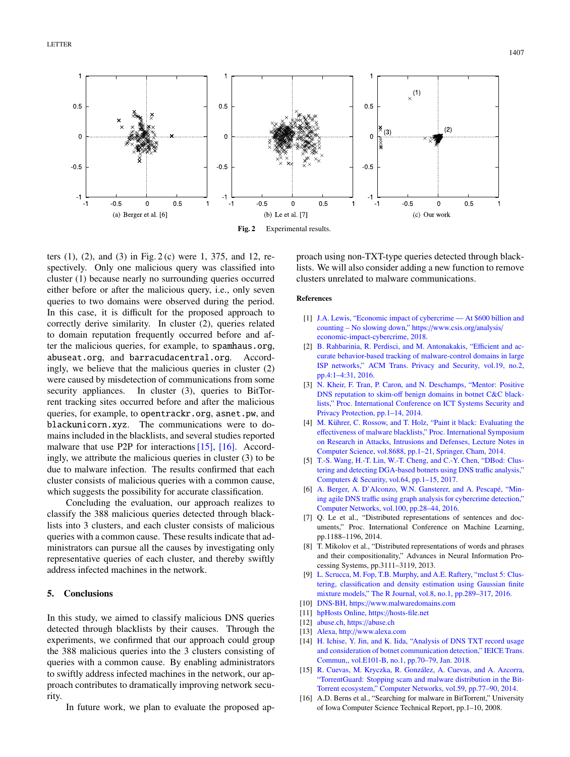-1 -0.5 0 0.5 1

(a) Berger et al. [6]

(b) Le et al. [7]

(1)

(2)

(3)

(c) Our work

**Fig. 2** Experimental results.

ters (1), (2), and (3) in Fig. 2 (c) were 1, 375, and 12, respectively. Only one malicious query was classified into cluster (1) because nearly no surrounding queries occurred either before or after the malicious query, i.e., only seven queries to two domains were observed during the period. In this case, it is difficult for the proposed approach to correctly derive similarity. In cluster (2), queries related to domain reputation frequently occurred before and after the malicious queries, for example, to `spamhaus.org`, `abuseat.org`, and `barracudacentral.org`. Accordingly, we believe that the malicious queries in cluster (2) were caused by misdetection of communications from some security appliances. In cluster (3), queries to BitTorrent tracking sites occurred before and after the malicious queries, for example, to `opentrackr.org`, `asnet.pw`, and `blackunicorn.xyz`. The communications were to domains included in the blacklists, and several studies reported malware that use P2P for interactions [15], [16]. Accordingly, we attribute the malicious queries in cluster (3) to be due to malware infection. The results confirmed that each cluster consists of malicious queries with a common cause, which suggests the possibility for accurate classification.

Concluding the evaluation, our approach realizes to classify the 388 malicious queries detected through blacklists into 3 clusters, and each cluster consists of malicious queries with a common cause. These results indicate that administrators can pursue all the causes by investigating only representative queries of each cluster, and thereby swiftly address infected machines in the network.

## 5. Conclusions

In this study, we aimed to classify malicious DNS queries detected through blacklists by their causes. Through the experiments, we confirmed that our approach could group the 388 malicious queries into the 3 clusters consisting of queries with a common cause. By enabling administrators to swiftly address infected machines in the network, our approach contributes to dramatically improving network security.

In future work, we plan to evaluate the proposed approach using non-TXT-type queries detected through blacklists. We will also consider adding a new function to remove clusters unrelated to malware communications.

### References

[1] J.A. Lewis, "Economic impact of cybercrime — At $600 billion and counting – No slowing down," https://www.csis.org/analysis/economic-impact-cybercrime, 2018.

[2] B. Rahbarinia, R. Perdisci, and M. Antonakakis, "Efficient and accurate behavior-based tracking of malware-control domains in large ISP networks," ACM Trans. Privacy and Security, vol.19, no.2, pp.4:1–4:31, 2016.

[3] N. Kheir, F. Tran, P. Caron, and N. Deschamps, "Mentor: Positive DNS reputation to skim-off benign domains in botnet C&C blacklists," Proc. International Conference on ICT Systems Security and Privacy Protection, pp.1–14, 2014.

[4] M. Kührer, C. Rossow, and T. Holz, "Paint it black: Evaluating the effectiveness of malware blacklists," Proc. International Symposium on Research in Attacks, Intrusions and Defenses, Lecture Notes in Computer Science, vol.8688, pp.1–21, Springer, Cham, 2014.

[5] T.-S. Wang, H.-T. Lin, W.-T. Cheng, and C.-Y. Chen, "DBod: Clustering and detecting DGA-based botnets using DNS traffic analysis," Computers & Security, vol.64, pp.1–15, 2017.

[6] A. Berger, A. D'Alconzo, W.N. Gansterer, and A. Pescapé, "Mining agile DNS traffic using graph analysis for cybercrime detection," Computer Networks, vol.100, pp.28–44, 2016.

[7] Q. Le et al., "Distributed representations of sentences and documents," Proc. International Conference on Machine Learning, pp.1188–1196, 2014.

[8] T. Mikolov et al., "Distributed representations of words and phrases and their compositionality," Advances in Neural Information Processing Systems, pp.3111–3119, 2013.

[9] L. Scrucca, M. Fop, T.B. Murphy, and A.E. Raftery, "mclust 5: Clustering, classification and density estimation using Gaussian finite mixture models," The R Journal, vol.8, no.1, pp.289–317, 2016.

[10] DNS-BH, https://www.malwaredomains.com

[11] hpHosts Online, https://hosts-file.net

[12] abuse.ch, https://abuse.ch

[13] Alexa, http://www.alexa.com

[14] H. Ichise, Y. Jin, and K. Iida, "Analysis of DNS TXT record usage and consideration of botnet communication detection," IEICE Trans. Commun,, vol.E101-B, no.1, pp.70–79, Jan. 2018.

[15] R. Cuevas, M. Kryczka, R. González, A. Cuevas, and A. Azcorra, "TorrentGuard: Stopping scam and malware distribution in the BitTorrent ecosystem," Computer Networks, vol.59, pp.77–90, 2014.

[16] A.D. Berns et al., "Searching for malware in BitTorrent," University of Iowa Computer Science Technical Report, pp.1–10, 2008.